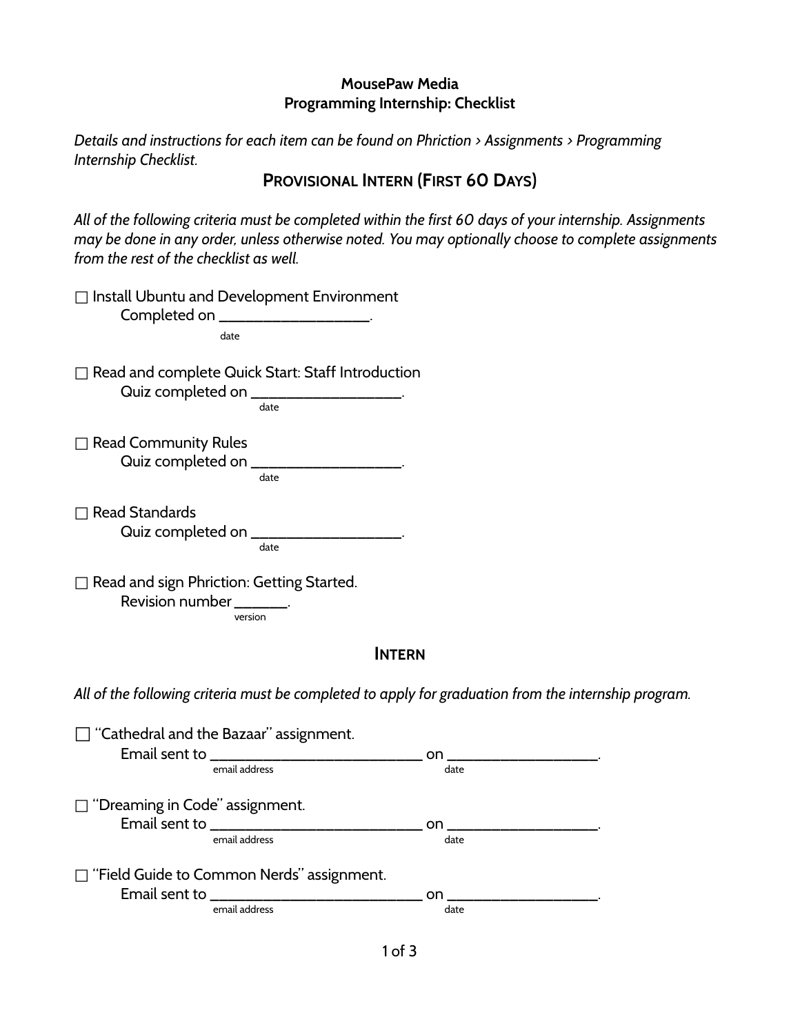**MousePaw Media**
**Programming Internship: Checklist**

*Details and instructions for each item can be found on Phriction > Assignments > Programming Internship Checklist.*

## Provisional Intern (First 60 Days)

*All of the following criteria must be completed within the first 60 days of your internship. Assignments may be done in any order, unless otherwise noted. You may optionally choose to complete assignments from the rest of the checklist as well.*

☐ Install Ubuntu and Development Environment
    Completed on ________________.
                        date

☐ Read and complete Quick Start: Staff Introduction
    Quiz completed on ________________.
                        date

☐ Read Community Rules
    Quiz completed on ________________.
                        date

☐ Read Standards
    Quiz completed on ________________.
                        date

☐ Read and sign Phriction: Getting Started.
    Revision number ______.
                        version

## Intern

*All of the following criteria must be completed to apply for graduation from the internship program.*

☐ "Cathedral and the Bazaar" assignment.
    Email sent to ________________________ on ________________.
                        email address                                  date

☐ "Dreaming in Code" assignment.
    Email sent to ________________________ on ________________.
                        email address                                  date

☐ "Field Guide to Common Nerds" assignment.
    Email sent to ________________________ on ________________.
                        email address                                  date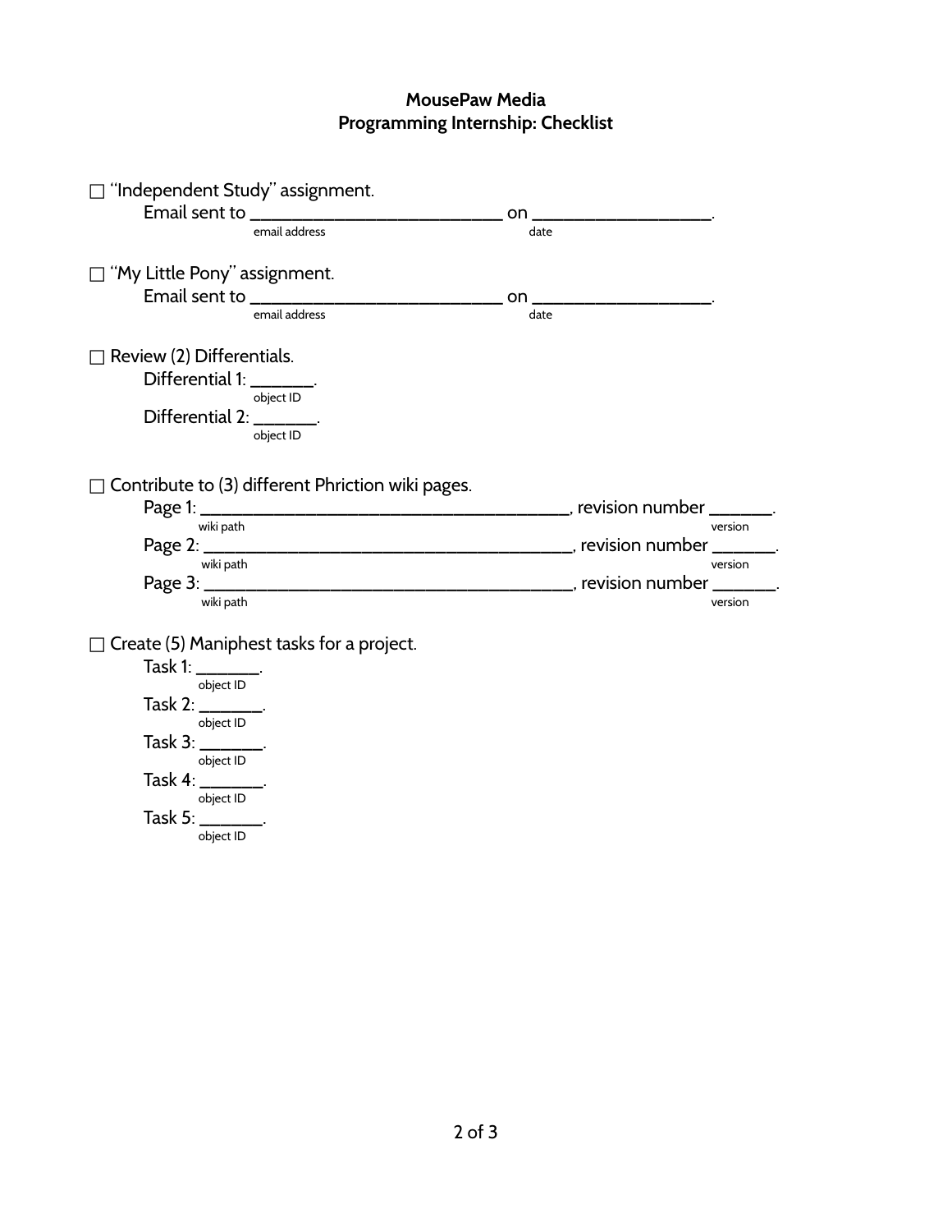**MousePaw Media**
**Programming Internship: Checklist**

☐ "Independent Study" assignment.
Email sent to ___________________________ on ___________________.
(email address) (date)

☐ "My Little Pony" assignment.
Email sent to ___________________________ on ___________________.
(email address) (date)

☐ Review (2) Differentials.
Differential 1: _______.
(object ID)
Differential 2: _______.
(object ID)

☐ Contribute to (3) different Phriction wiki pages.
Page 1: ________________________________________, revision number _______.
(wiki path) (version)
Page 2: ________________________________________, revision number _______.
(wiki path) (version)
Page 3: ________________________________________, revision number _______.
(wiki path) (version)

☐ Create (5) Maniphest tasks for a project.
Task 1: _______.
(object ID)
Task 2: _______.
(object ID)
Task 3: _______.
(object ID)
Task 4: _______.
(object ID)
Task 5: _______.
(object ID)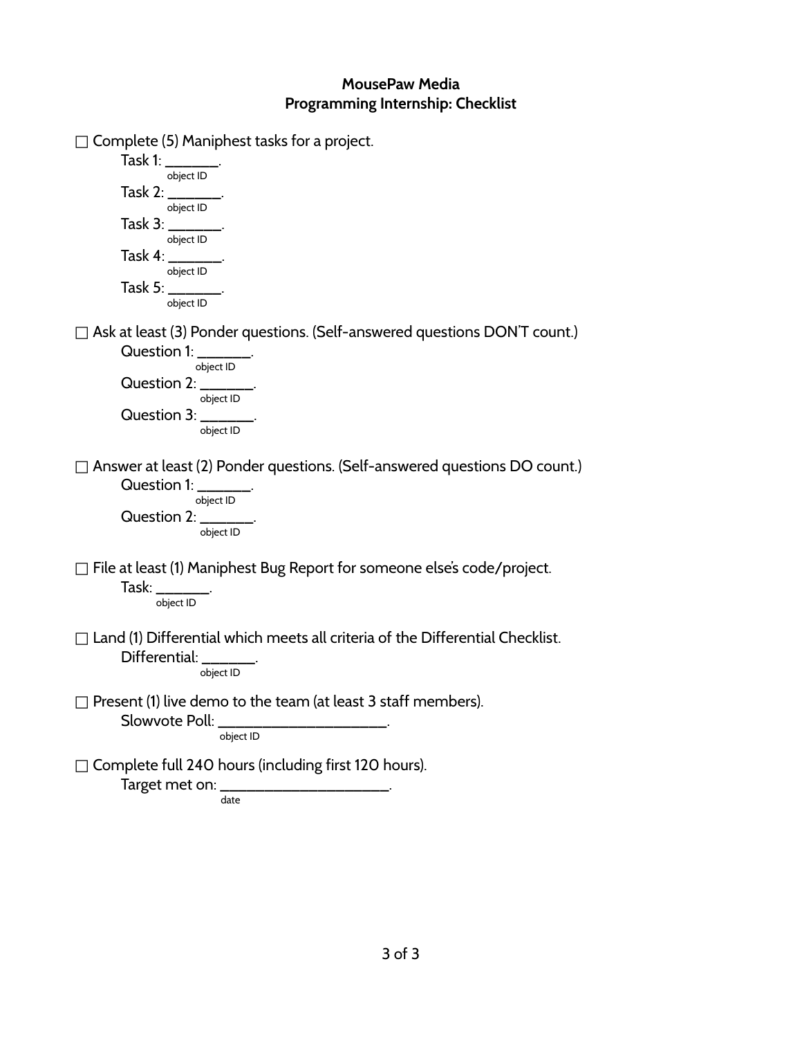**MousePaw Media**
**Programming Internship: Checklist**

☐ Complete (5) Maniphest tasks for a project.

Task 1: _______.
object ID

Task 2: _______.
object ID

Task 3: _______.
object ID

Task 4: _______.
object ID

Task 5: _______.
object ID

☐ Ask at least (3) Ponder questions. (Self-answered questions DON'T count.)

Question 1: _______.
object ID

Question 2: _______.
object ID

Question 3: _______.
object ID

☐ Answer at least (2) Ponder questions. (Self-answered questions DO count.)

Question 1: _______.
object ID

Question 2: _______.
object ID

☐ File at least (1) Maniphest Bug Report for someone else's code/project.

Task: _______.
object ID

☐ Land (1) Differential which meets all criteria of the Differential Checklist.

Differential: _______.
object ID

☐ Present (1) live demo to the team (at least 3 staff members).

Slowvote Poll: ______________________.
object ID

☐ Complete full 240 hours (including first 120 hours).

Target met on: ______________________.
date